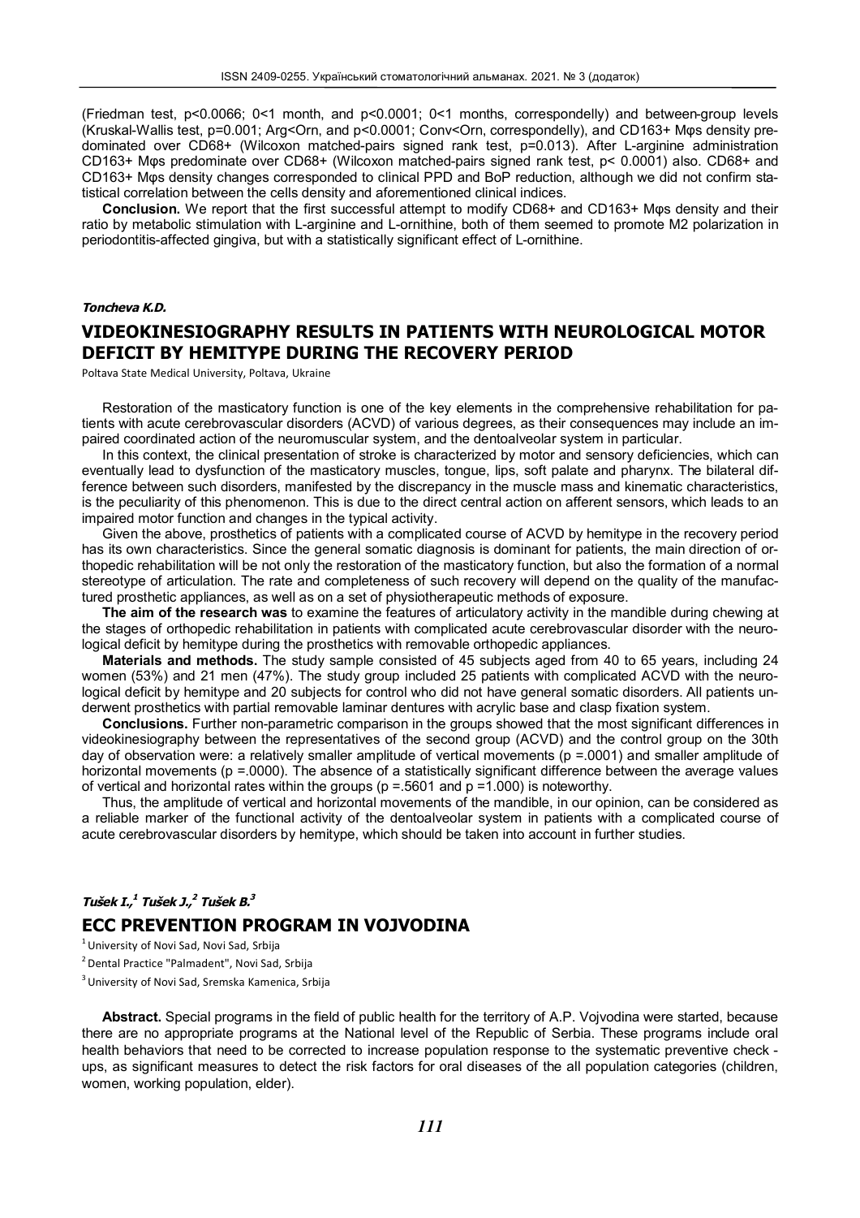(Friedman test, p<0.0066; 0<1 month, and p<0.0001; 0<1 months, correspondelly) and between-group levels (Kruskal-Wallis test, p=0.001; Arg<Orn, and p<0.0001; Conv<Orn, correspondelly), and CD163+ Mφs density predominated over CD68+ (Wilcoxon matched-pairs signed rank test, p=0.013). After L-arginine administration CD163+ Mφs predominate over CD68+ (Wilcoxon matched-pairs signed rank test, p< 0.0001) also. CD68+ and CD163+ Mφs density changes corresponded to clinical PPD and BoP reduction, although we did not confirm statistical correlation between the cells density and aforementioned clinical indices.

**Conclusion.** We report that the first successful attempt to modify CD68+ and CD163+ Mφs density and their ratio by metabolic stimulation with L-arginine and L-ornithine, both of them seemed to promote M2 polarization in periodontitis-affected gingiva, but with a statistically significant effect of L-ornithine.

***Toncheva K.D.***

## VIDEOKINESIOGRAPHY RESULTS IN PATIENTS WITH NEUROLOGICAL MOTOR DEFICIT BY HEMITYPE DURING THE RECOVERY PERIOD

Poltava State Medical University, Poltava, Ukraine

Restoration of the masticatory function is one of the key elements in the comprehensive rehabilitation for patients with acute cerebrovascular disorders (ACVD) of various degrees, as their consequences may include an impaired coordinated action of the neuromuscular system, and the dentoalveolar system in particular.

In this context, the clinical presentation of stroke is characterized by motor and sensory deficiencies, which can eventually lead to dysfunction of the masticatory muscles, tongue, lips, soft palate and pharynx. The bilateral difference between such disorders, manifested by the discrepancy in the muscle mass and kinematic characteristics, is the peculiarity of this phenomenon. This is due to the direct central action on afferent sensors, which leads to an impaired motor function and changes in the typical activity.

Given the above, prosthetics of patients with a complicated course of ACVD by hemitype in the recovery period has its own characteristics. Since the general somatic diagnosis is dominant for patients, the main direction of orthopedic rehabilitation will be not only the restoration of the masticatory function, but also the formation of a normal stereotype of articulation. The rate and completeness of such recovery will depend on the quality of the manufactured prosthetic appliances, as well as on a set of physiotherapeutic methods of exposure.

**The aim of the research was** to examine the features of articulatory activity in the mandible during chewing at the stages of orthopedic rehabilitation in patients with complicated acute cerebrovascular disorder with the neurological deficit by hemitype during the prosthetics with removable orthopedic appliances.

**Materials and methods.** The study sample consisted of 45 subjects aged from 40 to 65 years, including 24 women (53%) and 21 men (47%). The study group included 25 patients with complicated ACVD with the neurological deficit by hemitype and 20 subjects for control who did not have general somatic disorders. All patients underwent prosthetics with partial removable laminar dentures with acrylic base and clasp fixation system.

**Conclusions.** Further non-parametric comparison in the groups showed that the most significant differences in videokinesiography between the representatives of the second group (ACVD) and the control group on the 30th day of observation were: a relatively smaller amplitude of vertical movements (p =.0001) and smaller amplitude of horizontal movements (p =.0000). The absence of a statistically significant difference between the average values of vertical and horizontal rates within the groups (p =.5601 and p =1.000) is noteworthy.

Thus, the amplitude of vertical and horizontal movements of the mandible, in our opinion, can be considered as a reliable marker of the functional activity of the dentoalveolar system in patients with a complicated course of acute cerebrovascular disorders by hemitype, which should be taken into account in further studies.

***Tušek I.,[1] Tušek J.,[2] Tušek B.[3]***

## ECC PREVENTION PROGRAM IN VOJVODINA

[1] University of Novi Sad, Novi Sad, Srbija

[2] Dental Practice "Palmadent", Novi Sad, Srbija

[3] University of Novi Sad, Sremska Kamenica, Srbija

**Abstract.** Special programs in the field of public health for the territory of A.P. Vojvodina were started, because there are no appropriate programs at the National level of the Republic of Serbia. These programs include oral health behaviors that need to be corrected to increase population response to the systematic preventive check - ups, as significant measures to detect the risk factors for oral diseases of the all population categories (children, women, working population, elder).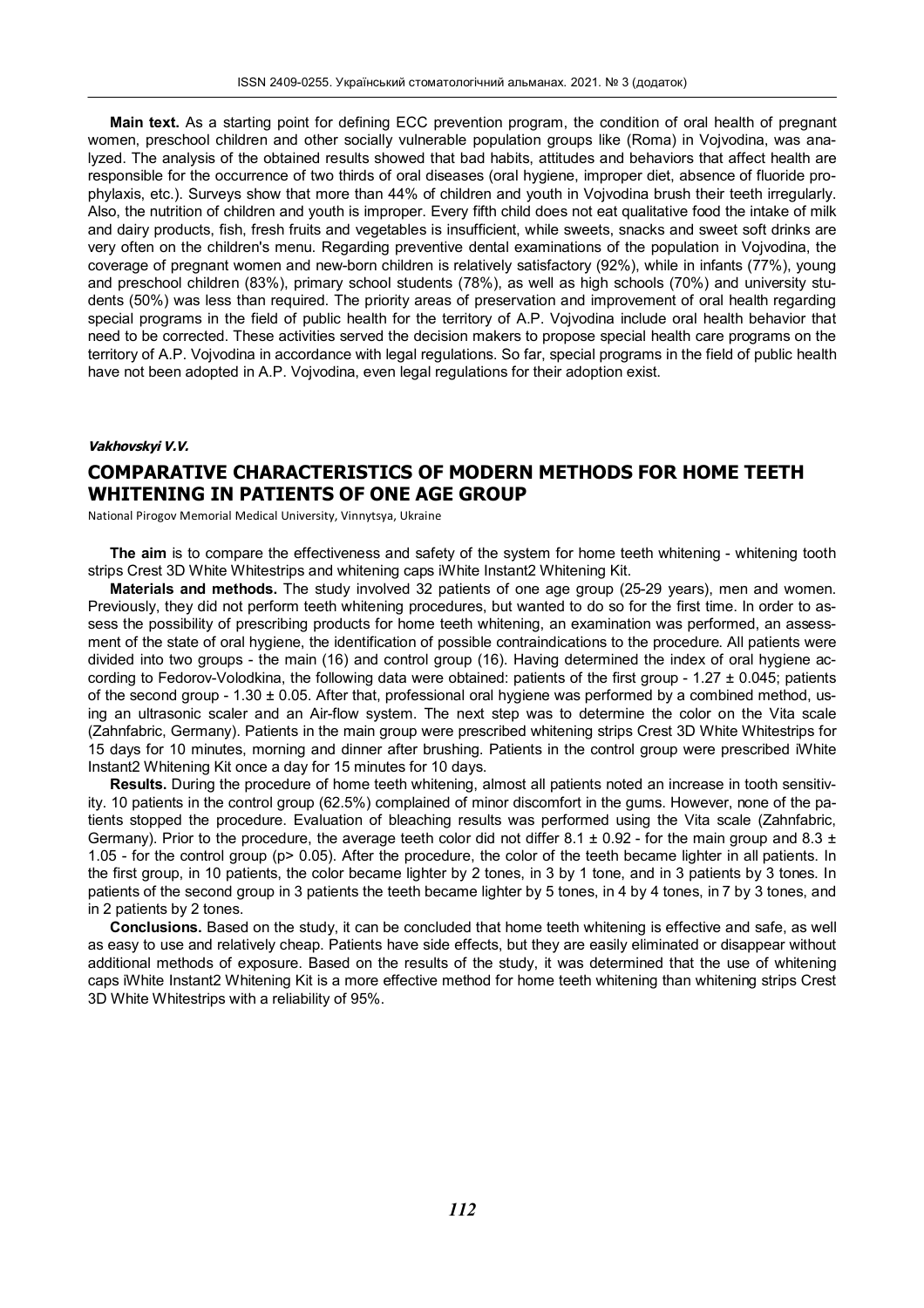**Main text.** As a starting point for defining ECC prevention program, the condition of oral health of pregnant women, preschool children and other socially vulnerable population groups like (Roma) in Vojvodina, was analyzed. The analysis of the obtained results showed that bad habits, attitudes and behaviors that affect health are responsible for the occurrence of two thirds of oral diseases (oral hygiene, improper diet, absence of fluoride prophylaxis, etc.). Surveys show that more than 44% of children and youth in Vojvodina brush their teeth irregularly. Also, the nutrition of children and youth is improper. Every fifth child does not eat qualitative food the intake of milk and dairy products, fish, fresh fruits and vegetables is insufficient, while sweets, snacks and sweet soft drinks are very often on the children's menu. Regarding preventive dental examinations of the population in Vojvodina, the coverage of pregnant women and new-born children is relatively satisfactory (92%), while in infants (77%), young and preschool children (83%), primary school students (78%), as well as high schools (70%) and university students (50%) was less than required. The priority areas of preservation and improvement of oral health regarding special programs in the field of public health for the territory of A.P. Vojvodina include oral health behavior that need to be corrected. These activities served the decision makers to propose special health care programs on the territory of A.P. Vojvodina in accordance with legal regulations. So far, special programs in the field of public health have not been adopted in A.P. Vojvodina, even legal regulations for their adoption exist.

***Vakhovskyi V.V.***

## COMPARATIVE CHARACTERISTICS OF MODERN METHODS FOR HOME TEETH WHITENING IN PATIENTS OF ONE AGE GROUP

National Pirogov Memorial Medical University, Vinnytsya, Ukraine

**The aim** is to compare the effectiveness and safety of the system for home teeth whitening - whitening tooth strips Crest 3D White Whitestrips and whitening caps iWhite Instant2 Whitening Kit.

**Materials and methods.** The study involved 32 patients of one age group (25-29 years), men and women. Previously, they did not perform teeth whitening procedures, but wanted to do so for the first time. In order to assess the possibility of prescribing products for home teeth whitening, an examination was performed, an assessment of the state of oral hygiene, the identification of possible contraindications to the procedure. All patients were divided into two groups - the main (16) and control group (16). Having determined the index of oral hygiene according to Fedorov-Volodkina, the following data were obtained: patients of the first group - 1.27 ± 0.045; patients of the second group - 1.30 ± 0.05. After that, professional oral hygiene was performed by a combined method, using an ultrasonic scaler and an Air-flow system. The next step was to determine the color on the Vita scale (Zahnfabric, Germany). Patients in the main group were prescribed whitening strips Crest 3D White Whitestrips for 15 days for 10 minutes, morning and dinner after brushing. Patients in the control group were prescribed iWhite Instant2 Whitening Kit once a day for 15 minutes for 10 days.

**Results.** During the procedure of home teeth whitening, almost all patients noted an increase in tooth sensitivity. 10 patients in the control group (62.5%) complained of minor discomfort in the gums. However, none of the patients stopped the procedure. Evaluation of bleaching results was performed using the Vita scale (Zahnfabric, Germany). Prior to the procedure, the average teeth color did not differ 8.1 ± 0.92 - for the main group and 8.3 ± 1.05 - for the control group ($p > 0.05$). After the procedure, the color of the teeth became lighter in all patients. In the first group, in 10 patients, the color became lighter by 2 tones, in 3 by 1 tone, and in 3 patients by 3 tones. In patients of the second group in 3 patients the teeth became lighter by 5 tones, in 4 by 4 tones, in 7 by 3 tones, and in 2 patients by 2 tones.

**Conclusions.** Based on the study, it can be concluded that home teeth whitening is effective and safe, as well as easy to use and relatively cheap. Patients have side effects, but they are easily eliminated or disappear without additional methods of exposure. Based on the results of the study, it was determined that the use of whitening caps iWhite Instant2 Whitening Kit is a more effective method for home teeth whitening than whitening strips Crest 3D White Whitestrips with a reliability of 95%.